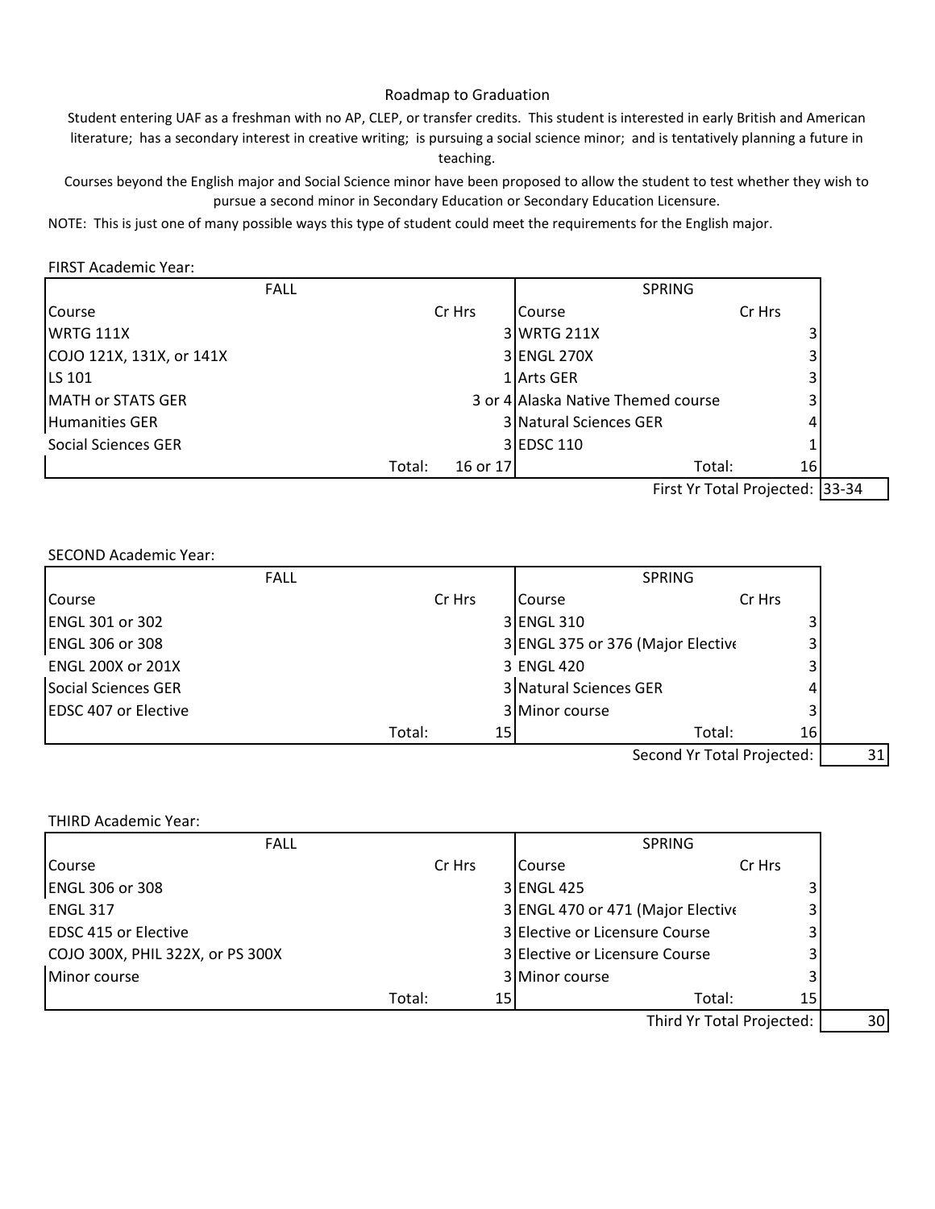# Roadmap to Graduation

Student entering UAF as a freshman with no AP, CLEP, or transfer credits. This student is interested in early British and American literature; has a secondary interest in creative writing; is pursuing a social science minor; and is tentatively planning a future in teaching.

Courses beyond the English major and Social Science minor have been proposed to allow the student to test whether they wish to pursue a second minor in Secondary Education or Secondary Education Licensure.

NOTE: This is just one of many possible ways this type of student could meet the requirements for the English major.

FIRST Academic Year:

| FALL | | SPRING | |
|---|---|---|---|
| Course | Cr Hrs | Course | Cr Hrs |
| WRTG 111X | 3 | WRTG 211X | 3 |
| COJO 121X, 131X, or 141X | 3 | ENGL 270X | 3 |
| LS 101 | 1 | Arts GER | 3 |
| MATH or STATS GER | 3 or 4 | Alaska Native Themed course | 3 |
| Humanities GER | 3 | Natural Sciences GER | 4 |
| Social Sciences GER | 3 | EDSC 110 | 1 |
| Total: | 16 or 17 | Total: | 16 |
| | | First Yr Total Projected: | 33-34 |

SECOND Academic Year:

| FALL | | SPRING | |
|---|---|---|---|
| Course | Cr Hrs | Course | Cr Hrs |
| ENGL 301 or 302 | 3 | ENGL 310 | 3 |
| ENGL 306 or 308 | 3 | ENGL 375 or 376 (Major Elective | 3 |
| ENGL 200X or 201X | 3 | ENGL 420 | 3 |
| Social Sciences GER | 3 | Natural Sciences GER | 4 |
| EDSC 407 or Elective | 3 | Minor course | 3 |
| Total: | 15 | Total: | 16 |
| | | Second Yr Total Projected: | 31 |

THIRD Academic Year:

| FALL | | SPRING | |
|---|---|---|---|
| Course | Cr Hrs | Course | Cr Hrs |
| ENGL 306 or 308 | 3 | ENGL 425 | 3 |
| ENGL 317 | 3 | ENGL 470 or 471 (Major Elective | 3 |
| EDSC 415 or Elective | 3 | Elective or Licensure Course | 3 |
| COJO 300X, PHIL 322X, or PS 300X | 3 | Elective or Licensure Course | 3 |
| Minor course | 3 | Minor course | 3 |
| Total: | 15 | Total: | 15 |
| | | Third Yr Total Projected: | 30 |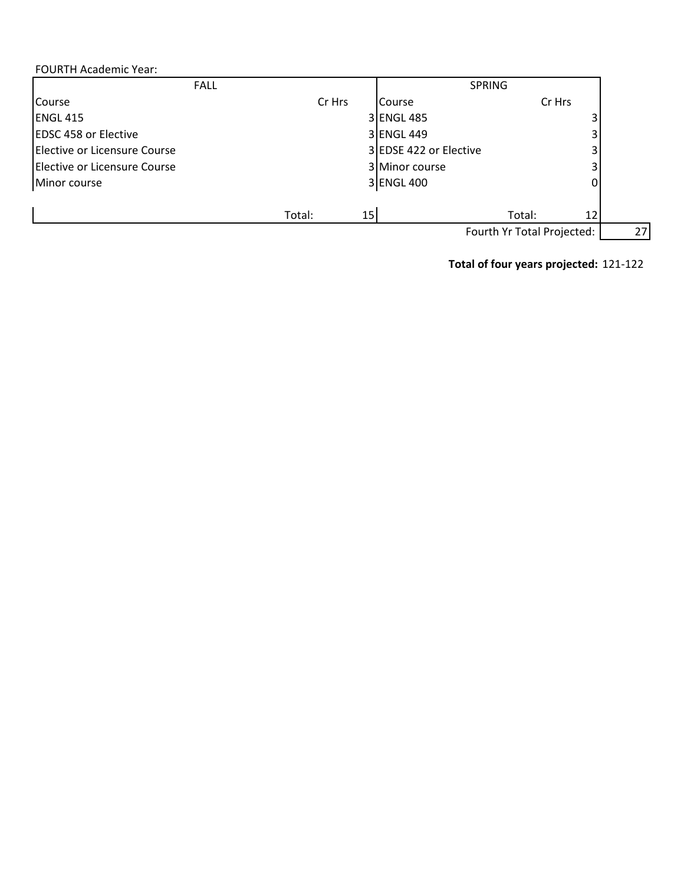FOURTH Academic Year:

| FALL | | SPRING | |
|---|---|---|---|
| Course | Cr Hrs | Course | Cr Hrs |
| ENGL 415 | 3 | ENGL 485 | 3 |
| EDSC 458 or Elective | 3 | ENGL 449 | 3 |
| Elective or Licensure Course | 3 | EDSE 422 or Elective | 3 |
| Elective or Licensure Course | 3 | Minor course | 3 |
| Minor course | 3 | ENGL 400 | 0 |
| Total: | 15 | Total: | 12 |
| | | Fourth Yr Total Projected: | 27 |

**Total of four years projected:** 121-122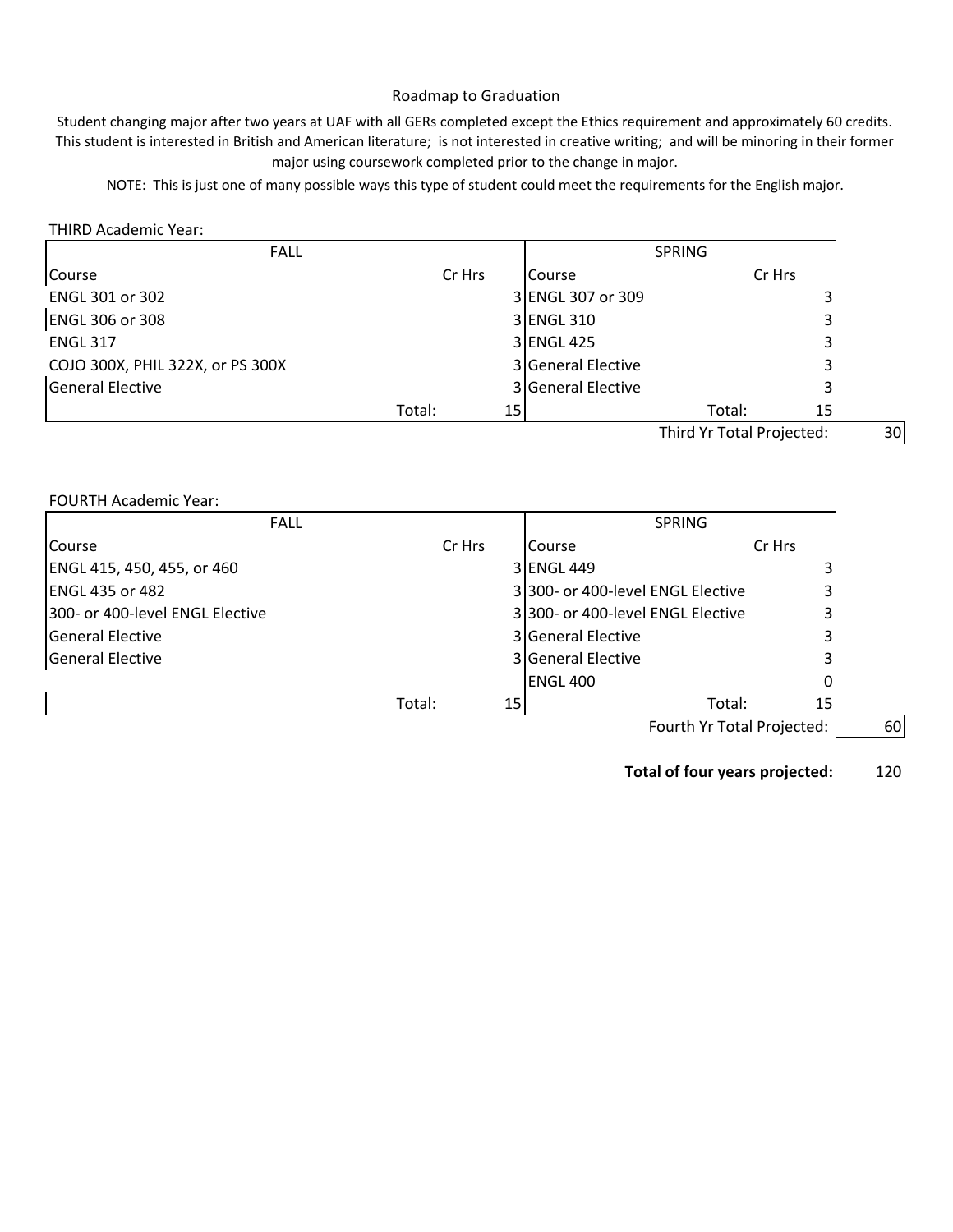Roadmap to Graduation

Student changing major after two years at UAF with all GERs completed except the Ethics requirement and approximately 60 credits. This student is interested in British and American literature; is not interested in creative writing; and will be minoring in their former major using coursework completed prior to the change in major.

NOTE: This is just one of many possible ways this type of student could meet the requirements for the English major.

THIRD Academic Year:

| FALL | | SPRING | | |
|---|---|---|---|---|
| Course | Cr Hrs | Course | Cr Hrs | |
| ENGL 301 or 302 | 3 | ENGL 307 or 309 | 3 | |
| ENGL 306 or 308 | 3 | ENGL 310 | 3 | |
| ENGL 317 | 3 | ENGL 425 | 3 | |
| COJO 300X, PHIL 322X, or PS 300X | 3 | General Elective | 3 | |
| General Elective | 3 | General Elective | 3 | |
| Total: | 15 | Total: | 15 | |
| | | Third Yr Total Projected: | | 30 |

FOURTH Academic Year:

| FALL | | SPRING | | |
|---|---|---|---|---|
| Course | Cr Hrs | Course | Cr Hrs | |
| ENGL 415, 450, 455, or 460 | 3 | ENGL 449 | 3 | |
| ENGL 435 or 482 | 3 | 300- or 400-level ENGL Elective | 3 | |
| 300- or 400-level ENGL Elective | 3 | 300- or 400-level ENGL Elective | 3 | |
| General Elective | 3 | General Elective | 3 | |
| General Elective | 3 | General Elective | 3 | |
| | | ENGL 400 | 0 | |
| Total: | 15 | Total: | 15 | |
| | | Fourth Yr Total Projected: | | 60 |

**Total of four years projected:** 120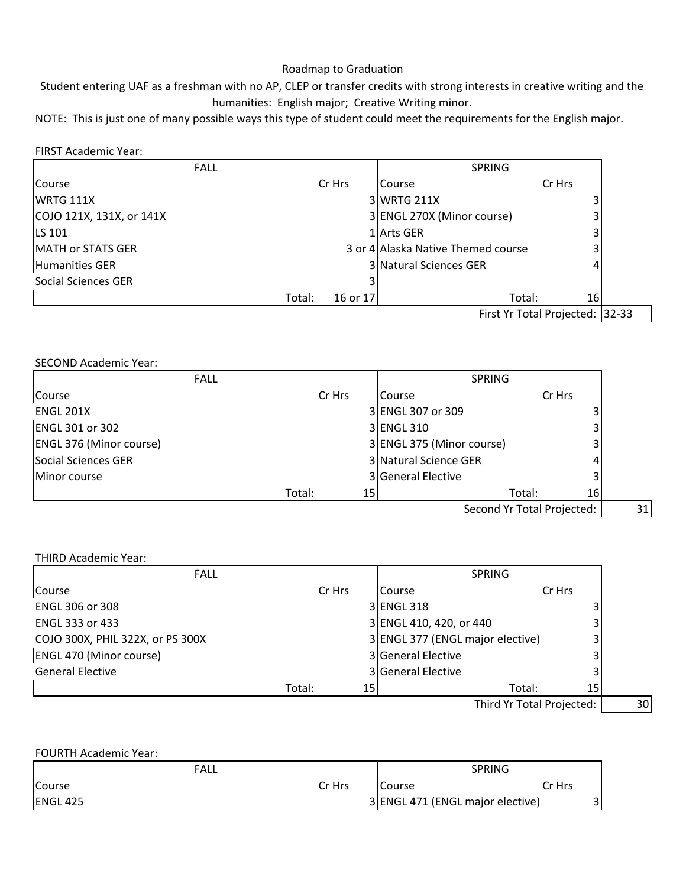Roadmap to Graduation

Student entering UAF as a freshman with no AP, CLEP or transfer credits with strong interests in creative writing and the humanities: English major; Creative Writing minor.

NOTE: This is just one of many possible ways this type of student could meet the requirements for the English major.

FIRST Academic Year:

| FALL | | SPRING | | |
|---|---|---|---|---|
| Course | Cr Hrs | Course | Cr Hrs | |
| WRTG 111X | 3 | WRTG 211X | 3 | |
| COJO 121X, 131X, or 141X | 3 | ENGL 270X (Minor course) | 3 | |
| LS 101 | 1 | Arts GER | 3 | |
| MATH or STATS GER | 3 or 4 | Alaska Native Themed course | 3 | |
| Humanities GER | 3 | Natural Sciences GER | 4 | |
| Social Sciences GER | 3 | | | |
| Total: | 16 or 17 | Total: | 16 | |
| | | First Yr Total Projected: | | 32-33 |

SECOND Academic Year:

| FALL | | SPRING | | |
|---|---|---|---|---|
| Course | Cr Hrs | Course | Cr Hrs | |
| ENGL 201X | 3 | ENGL 307 or 309 | 3 | |
| ENGL 301 or 302 | 3 | ENGL 310 | 3 | |
| ENGL 376 (Minor course) | 3 | ENGL 375 (Minor course) | 3 | |
| Social Sciences GER | 3 | Natural Science GER | 4 | |
| Minor course | 3 | General Elective | 3 | |
| Total: | 15 | Total: | 16 | |
| | | Second Yr Total Projected: | | 31 |

THIRD Academic Year:

| FALL | | SPRING | | |
|---|---|---|---|---|
| Course | Cr Hrs | Course | Cr Hrs | |
| ENGL 306 or 308 | 3 | ENGL 318 | 3 | |
| ENGL 333 or 433 | 3 | ENGL 410, 420, or 440 | 3 | |
| COJO 300X, PHIL 322X, or PS 300X | 3 | ENGL 377 (ENGL major elective) | 3 | |
| ENGL 470 (Minor course) | 3 | General Elective | 3 | |
| General Elective | 3 | General Elective | 3 | |
| Total: | 15 | Total: | 15 | |
| | | Third Yr Total Projected: | | 30 |

FOURTH Academic Year:

| FALL | | SPRING | |
|---|---|---|---|
| Course | Cr Hrs | Course | Cr Hrs |
| ENGL 425 | 3 | ENGL 471 (ENGL major elective) | 3 |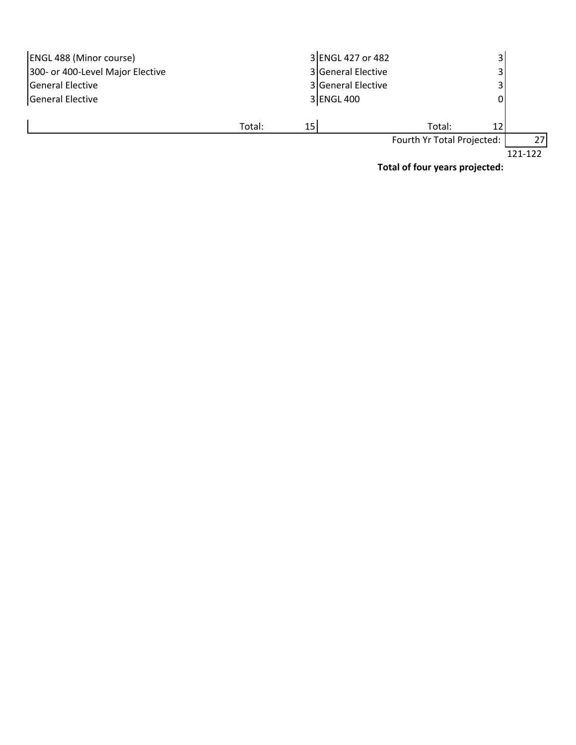| | | | | |
|---|---|---|---|---|
| ENGL 488 (Minor course) | 3 | ENGL 427 or 482 | 3 | |
| 300- or 400-Level Major Elective | 3 | General Elective | 3 | |
| General Elective | 3 | General Elective | 3 | |
| General Elective | 3 | ENGL 400 | 0 | |
| Total: | 15 | Total: | 12 | |
| | | Fourth Yr Total Projected: | | 27 |
| | | | | 121-122 |
| | | **Total of four years projected:** | | |